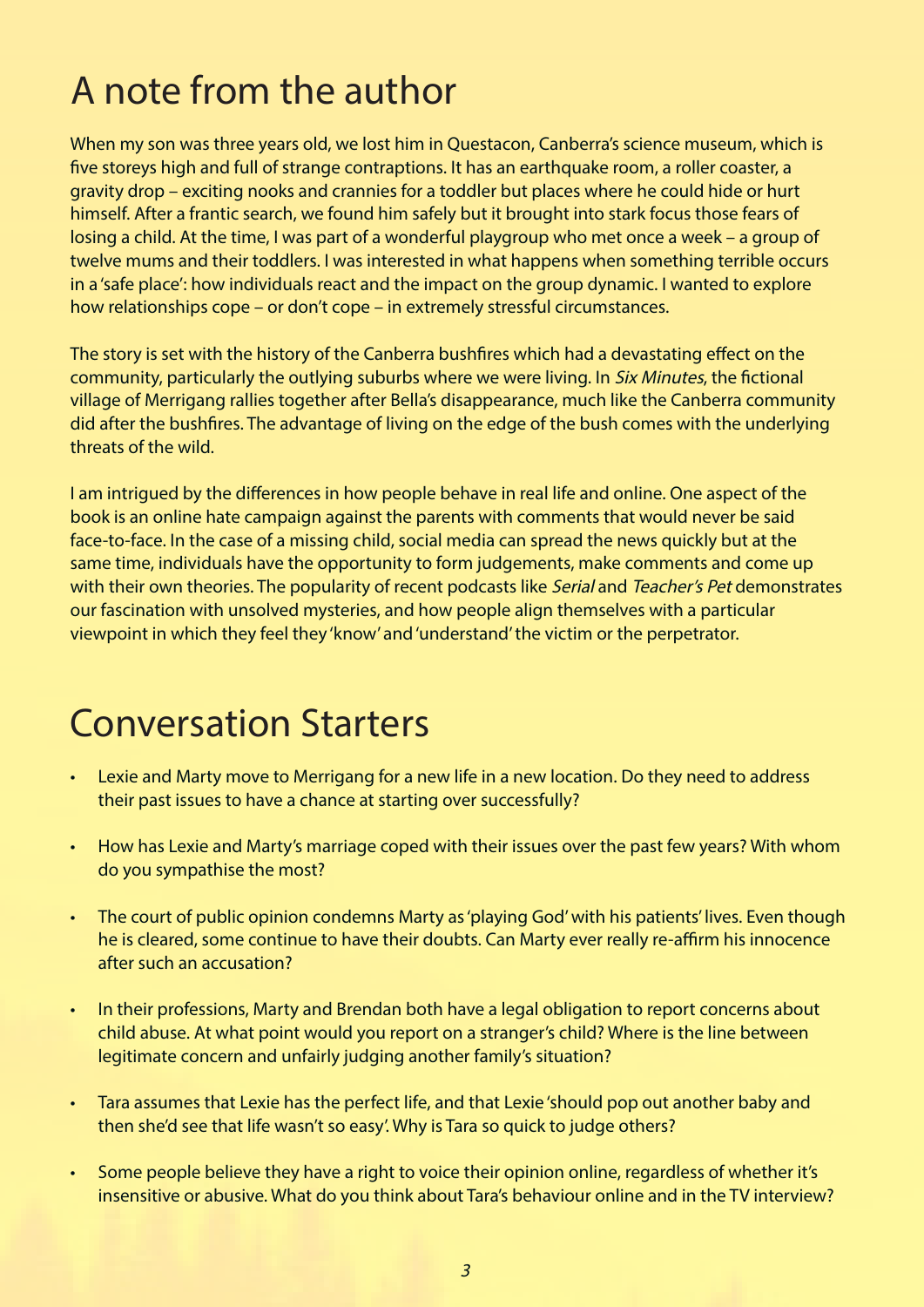# A note from the author

When my son was three years old, we lost him in Questacon, Canberra's science museum, which is five storeys high and full of strange contraptions. It has an earthquake room, a roller coaster, a gravity drop – exciting nooks and crannies for a toddler but places where he could hide or hurt himself. After a frantic search, we found him safely but it brought into stark focus those fears of losing a child. At the time, I was part of a wonderful playgroup who met once a week – a group of twelve mums and their toddlers. I was interested in what happens when something terrible occurs in a 'safe place': how individuals react and the impact on the group dynamic. I wanted to explore how relationships cope – or don't cope – in extremely stressful circumstances.

The story is set with the history of the Canberra bushfires which had a devastating effect on the community, particularly the outlying suburbs where we were living. In *Six Minutes*, the fictional village of Merrigang rallies together after Bella's disappearance, much like the Canberra community did after the bushfires. The advantage of living on the edge of the bush comes with the underlying threats of the wild.

I am intrigued by the differences in how people behave in real life and online. One aspect of the book is an online hate campaign against the parents with comments that would never be said face-to-face. In the case of a missing child, social media can spread the news quickly but at the same time, individuals have the opportunity to form judgements, make comments and come up with their own theories. The popularity of recent podcasts like *Serial* and *Teacher's Pet* demonstrates our fascination with unsolved mysteries, and how people align themselves with a particular viewpoint in which they feel they 'know' and 'understand' the victim or the perpetrator.

# Conversation Starters

- Lexie and Marty move to Merrigang for a new life in a new location. Do they need to address their past issues to have a chance at starting over successfully?
- How has Lexie and Marty's marriage coped with their issues over the past few years? With whom do you sympathise the most?
- The court of public opinion condemns Marty as 'playing God' with his patients' lives. Even though he is cleared, some continue to have their doubts. Can Marty ever really re-affirm his innocence after such an accusation?
- In their professions, Marty and Brendan both have a legal obligation to report concerns about child abuse. At what point would you report on a stranger's child? Where is the line between legitimate concern and unfairly judging another family's situation?
- Tara assumes that Lexie has the perfect life, and that Lexie 'should pop out another baby and then she'd see that life wasn't so easy'. Why is Tara so quick to judge others?
- Some people believe they have a right to voice their opinion online, regardless of whether it's insensitive or abusive. What do you think about Tara's behaviour online and in the TV interview?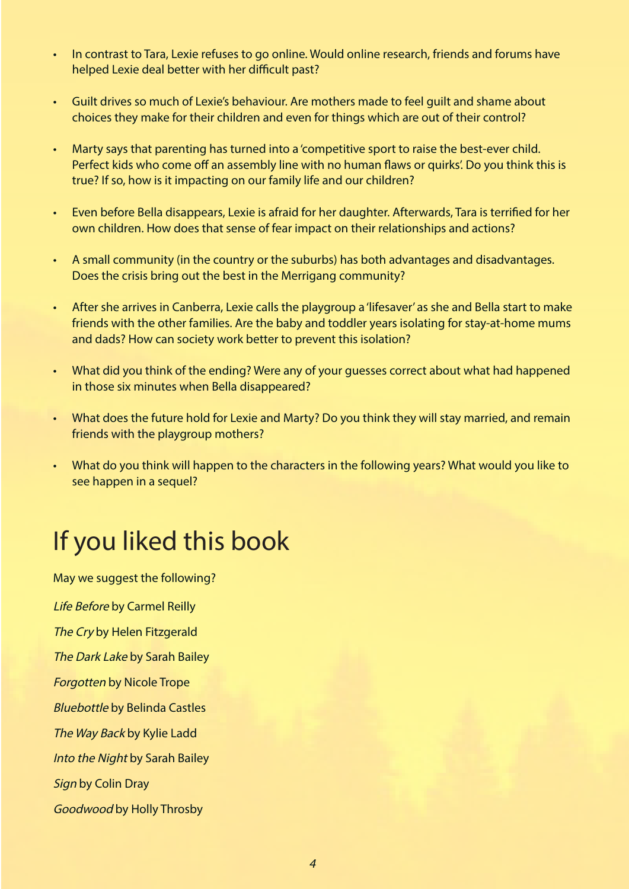- In contrast to Tara, Lexie refuses to go online. Would online research, friends and forums have helped Lexie deal better with her difficult past?
- Guilt drives so much of Lexie's behaviour. Are mothers made to feel guilt and shame about choices they make for their children and even for things which are out of their control?
- Marty says that parenting has turned into a 'competitive sport to raise the best-ever child. Perfect kids who come off an assembly line with no human flaws or quirks'. Do you think this is true? If so, how is it impacting on our family life and our children?
- Even before Bella disappears, Lexie is afraid for her daughter. Afterwards, Tara is terrified for her own children. How does that sense of fear impact on their relationships and actions?
- A small community (in the country or the suburbs) has both advantages and disadvantages. Does the crisis bring out the best in the Merrigang community?
- After she arrives in Canberra, Lexie calls the playgroup a 'lifesaver' as she and Bella start to make friends with the other families. Are the baby and toddler years isolating for stay-at-home mums and dads? How can society work better to prevent this isolation?
- What did you think of the ending? Were any of your guesses correct about what had happened in those six minutes when Bella disappeared?
- What does the future hold for Lexie and Marty? Do you think they will stay married, and remain friends with the playgroup mothers?
- What do you think will happen to the characters in the following years? What would you like to see happen in a sequel?

# If you liked this book

May we suggest the following?

*Life Before* by Carmel Reilly

*The Cry* by Helen Fitzgerald

*The Dark Lake* by Sarah Bailey

*Forgotten* by Nicole Trope

*Bluebottle* by Belinda Castles

*The Way Back* by Kylie Ladd

*Into the Night* by Sarah Bailey

*Sign* by Colin Dray

*Goodwood* by Holly Throsby